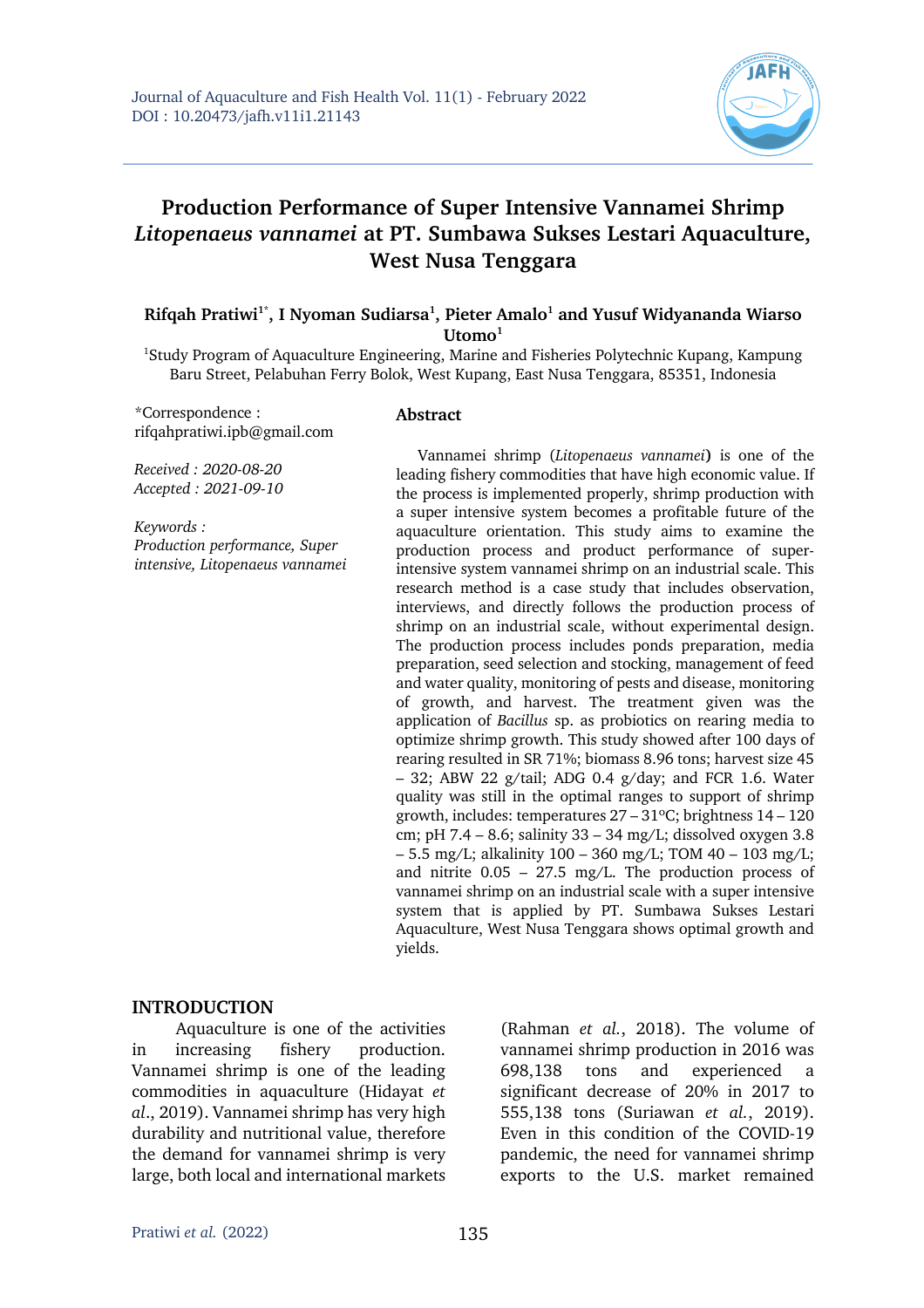# Production Performance of Super Intensive Vannamei Shrimp *Litopenaeus vannamei* at PT. Sumbawa Sukses Lestari Aquaculture, West Nusa Tenggara

**Rifqah Pratiwi[1*], I Nyoman Sudiarsa[1], Pieter Amalo[1] and Yusuf Widyananda Wiarso Utomo[1]**

[1]Study Program of Aquaculture Engineering, Marine and Fisheries Polytechnic Kupang, Kampung Baru Street, Pelabuhan Ferry Bolok, West Kupang, East Nusa Tenggara, 85351, Indonesia

*Correspondence : rifqahpratiwi.ipb@gmail.com

*Received : 2020-08-20*
*Accepted : 2021-09-10*

*Keywords : Production performance, Super intensive, Litopenaeus vannamei*

## Abstract

Vannamei shrimp (*Litopenaeus vannamei*) is one of the leading fishery commodities that have high economic value. If the process is implemented properly, shrimp production with a super intensive system becomes a profitable future of the aquaculture orientation. This study aims to examine the production process and product performance of super-intensive system vannamei shrimp on an industrial scale. This research method is a case study that includes observation, interviews, and directly follows the production process of shrimp on an industrial scale, without experimental design. The production process includes ponds preparation, media preparation, seed selection and stocking, management of feed and water quality, monitoring of pests and disease, monitoring of growth, and harvest. The treatment given was the application of *Bacillus* sp. as probiotics on rearing media to optimize shrimp growth. This study showed after 100 days of rearing resulted in SR 71%; biomass 8.96 tons; harvest size 45 – 32; ABW 22 g/tail; ADG 0.4 g/day; and FCR 1.6. Water quality was still in the optimal ranges to support of shrimp growth, includes: temperatures 27 – 31°C; brightness 14 – 120 cm; pH 7.4 – 8.6; salinity 33 – 34 mg/L; dissolved oxygen 3.8 – 5.5 mg/L; alkalinity 100 – 360 mg/L; TOM 40 – 103 mg/L; and nitrite 0.05 – 27.5 mg/L. The production process of vannamei shrimp on an industrial scale with a super intensive system that is applied by PT. Sumbawa Sukses Lestari Aquaculture, West Nusa Tenggara shows optimal growth and yields.

## INTRODUCTION

Aquaculture is one of the activities in increasing fishery production. Vannamei shrimp is one of the leading commodities in aquaculture (Hidayat *et al*., 2019). Vannamei shrimp has very high durability and nutritional value, therefore the demand for vannamei shrimp is very large, both local and international markets (Rahman *et al.*, 2018). The volume of vannamei shrimp production in 2016 was 698,138 tons and experienced a significant decrease of 20% in 2017 to 555,138 tons (Suriawan *et al.*, 2019). Even in this condition of the COVID-19 pandemic, the need for vannamei shrimp exports to the U.S. market remained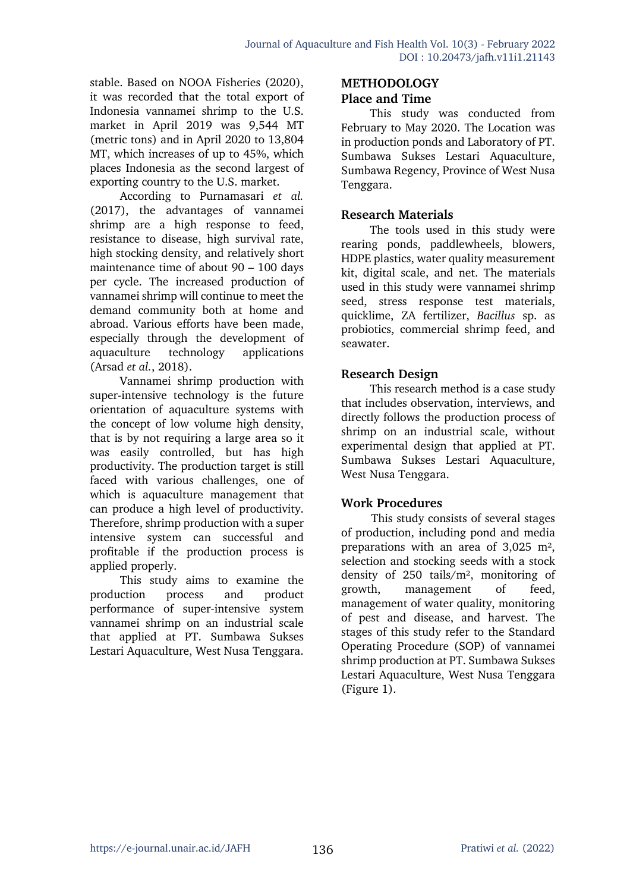stable. Based on NOAA Fisheries (2020), it was recorded that the total export of Indonesia vannamei shrimp to the U.S. market in April 2019 was 9,544 MT (metric tons) and in April 2020 to 13,804 MT, which increases of up to 45%, which places Indonesia as the second largest of exporting country to the U.S. market.

According to Purnamasari *et al.* (2017), the advantages of vannamei shrimp are a high response to feed, resistance to disease, high survival rate, high stocking density, and relatively short maintenance time of about 90 – 100 days per cycle. The increased production of vannamei shrimp will continue to meet the demand community both at home and abroad. Various efforts have been made, especially through the development of aquaculture technology applications (Arsad *et al.*, 2018).

Vannamei shrimp production with super-intensive technology is the future orientation of aquaculture systems with the concept of low volume high density, that is by not requiring a large area so it was easily controlled, but has high productivity. The production target is still faced with various challenges, one of which is aquaculture management that can produce a high level of productivity. Therefore, shrimp production with a super intensive system can successful and profitable if the production process is applied properly.

This study aims to examine the production process and product performance of super-intensive system vannamei shrimp on an industrial scale that applied at PT. Sumbawa Sukses Lestari Aquaculture, West Nusa Tenggara.

## METHODOLOGY

### Place and Time

This study was conducted from February to May 2020. The Location was in production ponds and Laboratory of PT. Sumbawa Sukses Lestari Aquaculture, Sumbawa Regency, Province of West Nusa Tenggara.

### Research Materials

The tools used in this study were rearing ponds, paddlewheels, blowers, HDPE plastics, water quality measurement kit, digital scale, and net. The materials used in this study were vannamei shrimp seed, stress response test materials, quicklime, ZA fertilizer, *Bacillus* sp. as probiotics, commercial shrimp feed, and seawater.

### Research Design

This research method is a case study that includes observation, interviews, and directly follows the production process of shrimp on an industrial scale, without experimental design that applied at PT. Sumbawa Sukses Lestari Aquaculture, West Nusa Tenggara.

### Work Procedures

This study consists of several stages of production, including pond and media preparations with an area of 3,025 $m^2$, selection and stocking seeds with a stock density of 250 tails/$m^2$, monitoring of growth, management of feed, management of water quality, monitoring of pest and disease, and harvest. The stages of this study refer to the Standard Operating Procedure (SOP) of vannamei shrimp production at PT. Sumbawa Sukses Lestari Aquaculture, West Nusa Tenggara (Figure 1).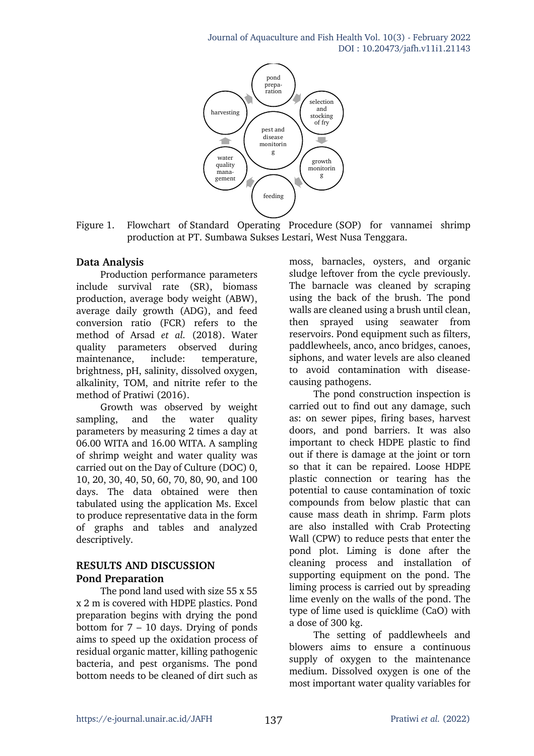Figure 1. Flowchart of Standard Operating Procedure (SOP) for vannamei shrimp production at PT. Sumbawa Sukses Lestari, West Nusa Tenggara.

### Data Analysis

Production performance parameters include survival rate (SR), biomass production, average body weight (ABW), average daily growth (ADG), and feed conversion ratio (FCR) refers to the method of Arsad *et al.* (2018). Water quality parameters observed during maintenance, include: temperature, brightness, pH, salinity, dissolved oxygen, alkalinity, TOM, and nitrite refer to the method of Pratiwi (2016).

Growth was observed by weight sampling, and the water quality parameters by measuring 2 times a day at 06.00 WITA and 16.00 WITA. A sampling of shrimp weight and water quality was carried out on the Day of Culture (DOC) 0, 10, 20, 30, 40, 50, 60, 70, 80, 90, and 100 days. The data obtained were then tabulated using the application Ms. Excel to produce representative data in the form of graphs and tables and analyzed descriptively.

## RESULTS AND DISCUSSION

### Pond Preparation

The pond land used with size 55 x 55 x 2 m is covered with HDPE plastics. Pond preparation begins with drying the pond bottom for 7 – 10 days. Drying of ponds aims to speed up the oxidation process of residual organic matter, killing pathogenic bacteria, and pest organisms. The pond bottom needs to be cleaned of dirt such as moss, barnacles, oysters, and organic sludge leftover from the cycle previously. The barnacle was cleaned by scraping using the back of the brush. The pond walls are cleaned using a brush until clean, then sprayed using seawater from reservoirs. Pond equipment such as filters, paddlewheels, anco, anco bridges, canoes, siphons, and water levels are also cleaned to avoid contamination with disease-causing pathogens.

The pond construction inspection is carried out to find out any damage, such as: on sewer pipes, firing bases, harvest doors, and pond barriers. It was also important to check HDPE plastic to find out if there is damage at the joint or torn so that it can be repaired. Loose HDPE plastic connection or tearing has the potential to cause contamination of toxic compounds from below plastic that can cause mass death in shrimp. Farm plots are also installed with Crab Protecting Wall (CPW) to reduce pests that enter the pond plot. Liming is done after the cleaning process and installation of supporting equipment on the pond. The liming process is carried out by spreading lime evenly on the walls of the pond. The type of lime used is quicklime (CaO) with a dose of 300 kg.

The setting of paddlewheels and blowers aims to ensure a continuous supply of oxygen to the maintenance medium. Dissolved oxygen is one of the most important water quality variables for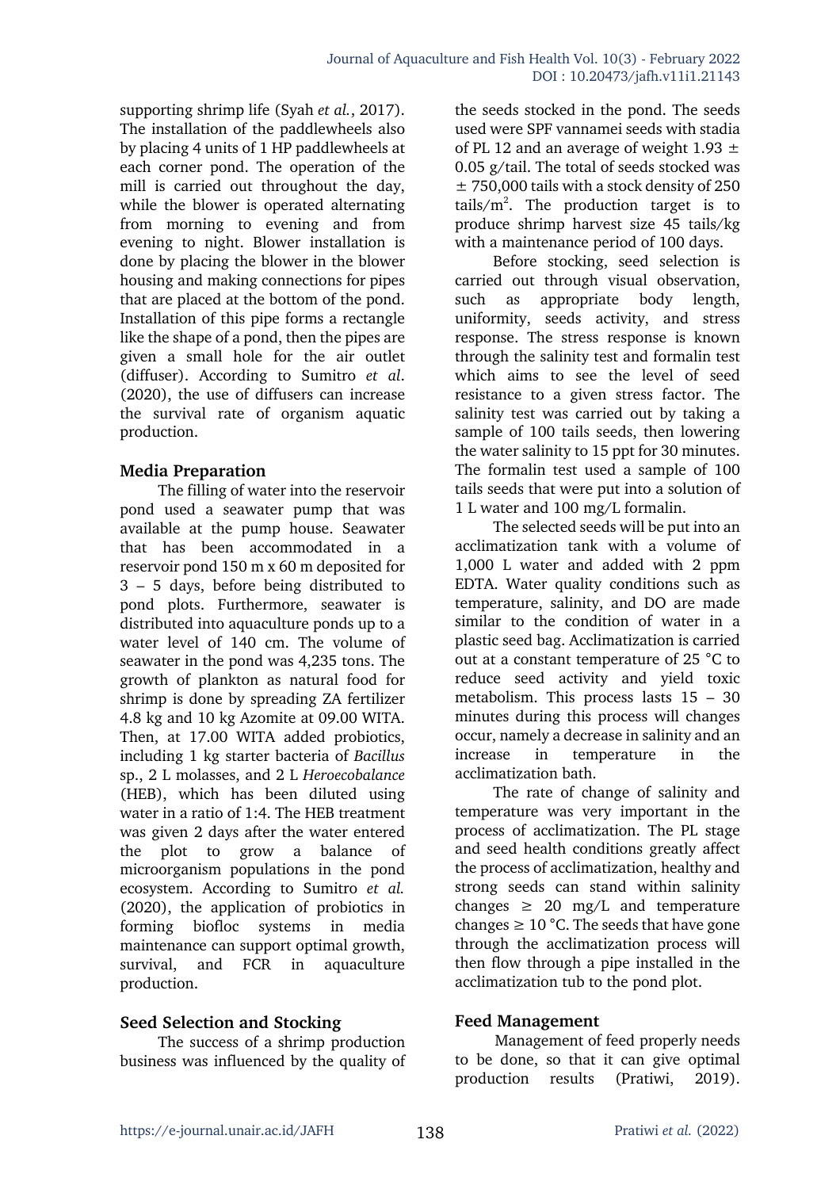supporting shrimp life (Syah *et al.*, 2017). The installation of the paddlewheels also by placing 4 units of 1 HP paddlewheels at each corner pond. The operation of the mill is carried out throughout the day, while the blower is operated alternating from morning to evening and from evening to night. Blower installation is done by placing the blower in the blower housing and making connections for pipes that are placed at the bottom of the pond. Installation of this pipe forms a rectangle like the shape of a pond, then the pipes are given a small hole for the air outlet (diffuser). According to Sumitro *et al*. (2020), the use of diffusers can increase the survival rate of organism aquatic production.

### Media Preparation

The filling of water into the reservoir pond used a seawater pump that was available at the pump house. Seawater that has been accommodated in a reservoir pond 150 m x 60 m deposited for 3 – 5 days, before being distributed to pond plots. Furthermore, seawater is distributed into aquaculture ponds up to a water level of 140 cm. The volume of seawater in the pond was 4,235 tons. The growth of plankton as natural food for shrimp is done by spreading ZA fertilizer 4.8 kg and 10 kg Azomite at 09.00 WITA. Then, at 17.00 WITA added probiotics, including 1 kg starter bacteria of *Bacillus* sp., 2 L molasses, and 2 L *Heroecobalance* (HEB), which has been diluted using water in a ratio of 1:4. The HEB treatment was given 2 days after the water entered the plot to grow a balance of microorganism populations in the pond ecosystem. According to Sumitro *et al.* (2020), the application of probiotics in forming biofloc systems in media maintenance can support optimal growth, survival, and FCR in aquaculture production.

### Seed Selection and Stocking

The success of a shrimp production business was influenced by the quality of the seeds stocked in the pond. The seeds used were SPF vannamei seeds with stadia of PL 12 and an average of weight 1.93 ± 0.05 g/tail. The total of seeds stocked was ± 750,000 tails with a stock density of 250 tails/$m^2$. The production target is to produce shrimp harvest size 45 tails/kg with a maintenance period of 100 days.

Before stocking, seed selection is carried out through visual observation, such as appropriate body length, uniformity, seeds activity, and stress response. The stress response is known through the salinity test and formalin test which aims to see the level of seed resistance to a given stress factor. The salinity test was carried out by taking a sample of 100 tails seeds, then lowering the water salinity to 15 ppt for 30 minutes. The formalin test used a sample of 100 tails seeds that were put into a solution of 1 L water and 100 mg/L formalin.

The selected seeds will be put into an acclimatization tank with a volume of 1,000 L water and added with 2 ppm EDTA. Water quality conditions such as temperature, salinity, and DO are made similar to the condition of water in a plastic seed bag. Acclimatization is carried out at a constant temperature of 25 °C to reduce seed activity and yield toxic metabolism. This process lasts 15 – 30 minutes during this process will changes occur, namely a decrease in salinity and an increase in temperature in the acclimatization bath.

The rate of change of salinity and temperature was very important in the process of acclimatization. The PL stage and seed health conditions greatly affect the process of acclimatization, healthy and strong seeds can stand within salinity changes ≥ 20 mg/L and temperature changes ≥ 10 °C. The seeds that have gone through the acclimatization process will then flow through a pipe installed in the acclimatization tub to the pond plot.

### Feed Management

Management of feed properly needs to be done, so that it can give optimal production results (Pratiwi, 2019).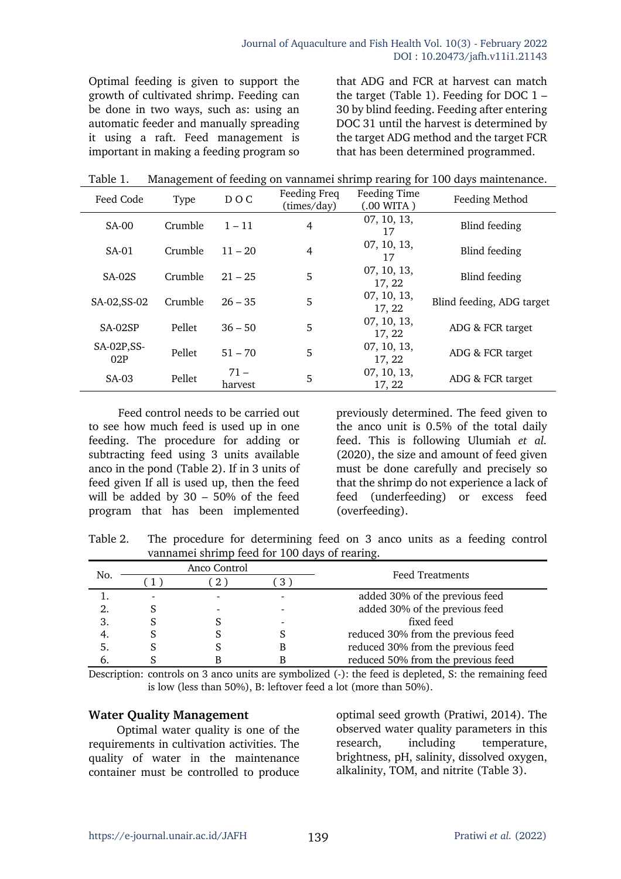Optimal feeding is given to support the growth of cultivated shrimp. Feeding can be done in two ways, such as: using an automatic feeder and manually spreading it using a raft. Feed management is important in making a feeding program so that ADG and FCR at harvest can match the target (Table 1). Feeding for DOC 1 – 30 by blind feeding. Feeding after entering DOC 31 until the harvest is determined by the target ADG method and the target FCR that has been determined programmed.

Table 1. Management of feeding on vannamei shrimp rearing for 100 days maintenance.

| Feed Code | Type | D O C | Feeding Freq (times/day) | Feeding Time (.00 WITA ) | Feeding Method |
|---|---|---|---|---|---|
| SA-00 | Crumble | 1 – 11 | 4 | 07, 10, 13, 17 | Blind feeding |
| SA-01 | Crumble | 11 – 20 | 4 | 07, 10, 13, 17 | Blind feeding |
| SA-02S | Crumble | 21 – 25 | 5 | 07, 10, 13, 17, 22 | Blind feeding |
| SA-02,SS-02 | Crumble | 26 – 35 | 5 | 07, 10, 13, 17, 22 | Blind feeding, ADG target |
| SA-02SP | Pellet | 36 – 50 | 5 | 07, 10, 13, 17, 22 | ADG & FCR target |
| SA-02P,SS-02P | Pellet | 51 – 70 | 5 | 07, 10, 13, 17, 22 | ADG & FCR target |
| SA-03 | Pellet | 71 – harvest | 5 | 07, 10, 13, 17, 22 | ADG & FCR target |

Feed control needs to be carried out to see how much feed is used up in one feeding. The procedure for adding or subtracting feed using 3 units available anco in the pond (Table 2). If in 3 units of feed given If all is used up, then the feed will be added by 30 – 50% of the feed program that has been implemented previously determined. The feed given to the anco unit is 0.5% of the total daily feed. This is following Ulumiah *et al.* (2020), the size and amount of feed given must be done carefully and precisely so that the shrimp do not experience a lack of feed (underfeeding) or excess feed (overfeeding).

Table 2. The procedure for determining feed on 3 anco units as a feeding control vannamei shrimp feed for 100 days of rearing.

| No. | Anco Control | | | Feed Treatments |
|---|---|---|---|---|
| | ( 1 ) | ( 2 ) | ( 3 ) | |
| 1. | - | - | - | added 30% of the previous feed |
| 2. | S | - | - | added 30% of the previous feed |
| 3. | S | S | - | fixed feed |
| 4. | S | S | S | reduced 30% from the previous feed |
| 5. | S | S | B | reduced 30% from the previous feed |
| 6. | S | B | B | reduced 50% from the previous feed |

Description: controls on 3 anco units are symbolized (-): the feed is depleted, S: the remaining feed is low (less than 50%), B: leftover feed a lot (more than 50%).

### Water Quality Management

Optimal water quality is one of the requirements in cultivation activities. The quality of water in the maintenance container must be controlled to produce optimal seed growth (Pratiwi, 2014). The observed water quality parameters in this research, including temperature, brightness, pH, salinity, dissolved oxygen, alkalinity, TOM, and nitrite (Table 3).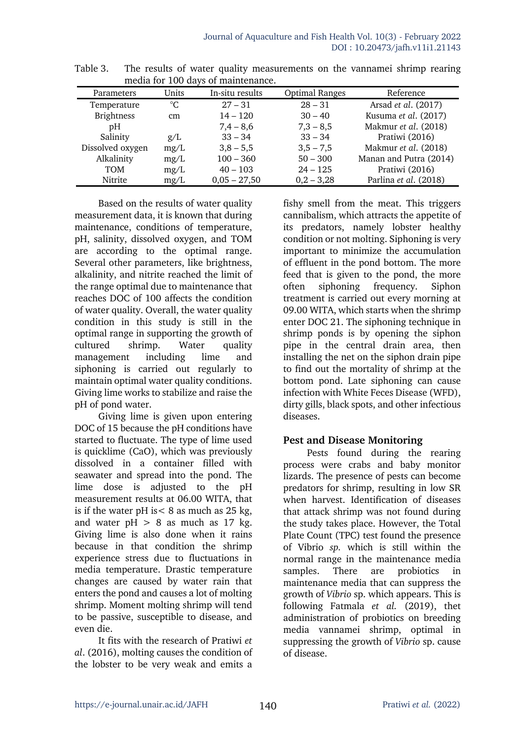Table 3. The results of water quality measurements on the vannamei shrimp rearing media for 100 days of maintenance.

| Parameters | Units | In-situ results | Optimal Ranges | Reference |
|---|---|---|---|---|
| Temperature | °C | 27 – 31 | 28 – 31 | Arsad *et al*. (2017) |
| Brightness | cm | 14 – 120 | 30 – 40 | Kusuma *et al*. (2017) |
| pH | | 7,4 – 8,6 | 7,3 – 8,5 | Makmur *et al*. (2018) |
| Salinity | g/L | 33 – 34 | 33 – 34 | Pratiwi (2016) |
| Dissolved oxygen | mg/L | 3,8 – 5,5 | 3,5 – 7,5 | Makmur *et al*. (2018) |
| Alkalinity | mg/L | 100 – 360 | 50 – 300 | Manan and Putra (2014) |
| TOM | mg/L | 40 – 103 | 24 – 125 | Pratiwi (2016) |
| Nitrite | mg/L | 0,05 – 27,50 | 0,2 – 3,28 | Parlina *et al*. (2018) |

Based on the results of water quality measurement data, it is known that during maintenance, conditions of temperature, pH, salinity, dissolved oxygen, and TOM are according to the optimal range. Several other parameters, like brightness, alkalinity, and nitrite reached the limit of the range optimal due to maintenance that reaches DOC of 100 affects the condition of water quality. Overall, the water quality condition in this study is still in the optimal range in supporting the growth of cultured shrimp. Water quality management including lime and siphoning is carried out regularly to maintain optimal water quality conditions. Giving lime works to stabilize and raise the pH of pond water.

Giving lime is given upon entering DOC of 15 because the pH conditions have started to fluctuate. The type of lime used is quicklime (CaO), which was previously dissolved in a container filled with seawater and spread into the pond. The lime dose is adjusted to the pH measurement results at 06.00 WITA, that is if the water pH is $< 8$ as much as 25 kg, and water pH $> 8$ as much as 17 kg. Giving lime is also done when it rains because in that condition the shrimp experience stress due to fluctuations in media temperature. Drastic temperature changes are caused by water rain that enters the pond and causes a lot of molting shrimp. Moment molting shrimp will tend to be passive, susceptible to disease, and even die.

It fits with the research of Pratiwi *et al*. (2016), molting causes the condition of the lobster to be very weak and emits a fishy smell from the meat. This triggers cannibalism, which attracts the appetite of its predators, namely lobster healthy condition or not molting. Siphoning is very important to minimize the accumulation of effluent in the pond bottom. The more feed that is given to the pond, the more often siphoning frequency. Siphon treatment is carried out every morning at 09.00 WITA, which starts when the shrimp enter DOC 21. The siphoning technique in shrimp ponds is by opening the siphon pipe in the central drain area, then installing the net on the siphon drain pipe to find out the mortality of shrimp at the bottom pond. Late siphoning can cause infection with White Feces Disease (WFD), dirty gills, black spots, and other infectious diseases.

## Pest and Disease Monitoring

Pests found during the rearing process were crabs and baby monitor lizards. The presence of pests can become predators for shrimp, resulting in low SR when harvest. Identification of diseases that attack shrimp was not found during the study takes place. However, the Total Plate Count (TPC) test found the presence of Vibrio *sp.* which is still within the normal range in the maintenance media samples. There are probiotics in maintenance media that can suppress the growth of *Vibrio* sp. which appears. This is following Fatmala *et al.* (2019), thet administration of probiotics on breeding media vannamei shrimp, optimal in suppressing the growth of *Vibrio* sp. cause of disease.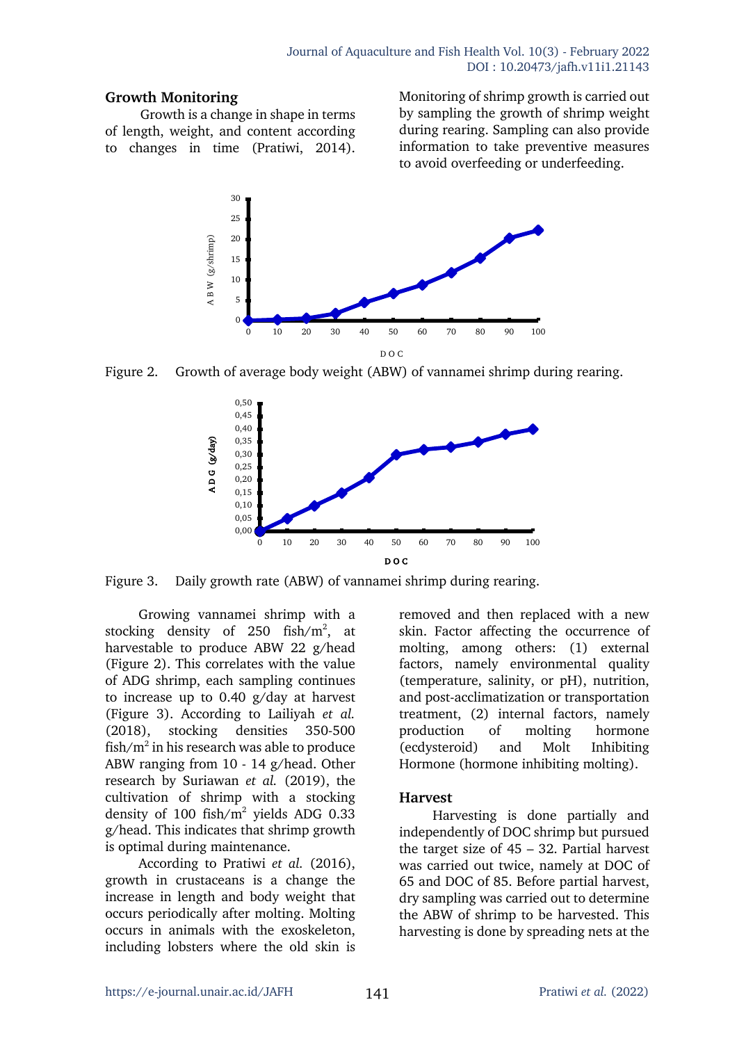## Growth Monitoring

Growth is a change in shape in terms of length, weight, and content according to changes in time (Pratiwi, 2014). Monitoring of shrimp growth is carried out by sampling the growth of shrimp weight during rearing. Sampling can also provide information to take preventive measures to avoid overfeeding or underfeeding.

Figure 2. Growth of average body weight (ABW) of vannamei shrimp during rearing.

Figure 3. Daily growth rate (ABW) of vannamei shrimp during rearing.

Growing vannamei shrimp with a stocking density of 250 fish/m$^2$, at harvestable to produce ABW 22 g/head (Figure 2). This correlates with the value of ADG shrimp, each sampling continues to increase up to 0.40 g/day at harvest (Figure 3). According to Lailiyah *et al.* (2018), stocking densities 350-500 fish/m$^2$ in his research was able to produce ABW ranging from 10 - 14 g/head. Other research by Suriawan *et al.* (2019), the cultivation of shrimp with a stocking density of 100 fish/m$^2$ yields ADG 0.33 g/head. This indicates that shrimp growth is optimal during maintenance.

According to Pratiwi *et al.* (2016), growth in crustaceans is a change the increase in length and body weight that occurs periodically after molting. Molting occurs in animals with the exoskeleton, including lobsters where the old skin is removed and then replaced with a new skin. Factor affecting the occurrence of molting, among others: (1) external factors, namely environmental quality (temperature, salinity, or pH), nutrition, and post-acclimatization or transportation treatment, (2) internal factors, namely production of molting hormone (ecdysteroid) and Molt Inhibiting Hormone (hormone inhibiting molting).

## Harvest

Harvesting is done partially and independently of DOC shrimp but pursued the target size of 45 – 32. Partial harvest was carried out twice, namely at DOC of 65 and DOC of 85. Before partial harvest, dry sampling was carried out to determine the ABW of shrimp to be harvested. This harvesting is done by spreading nets at the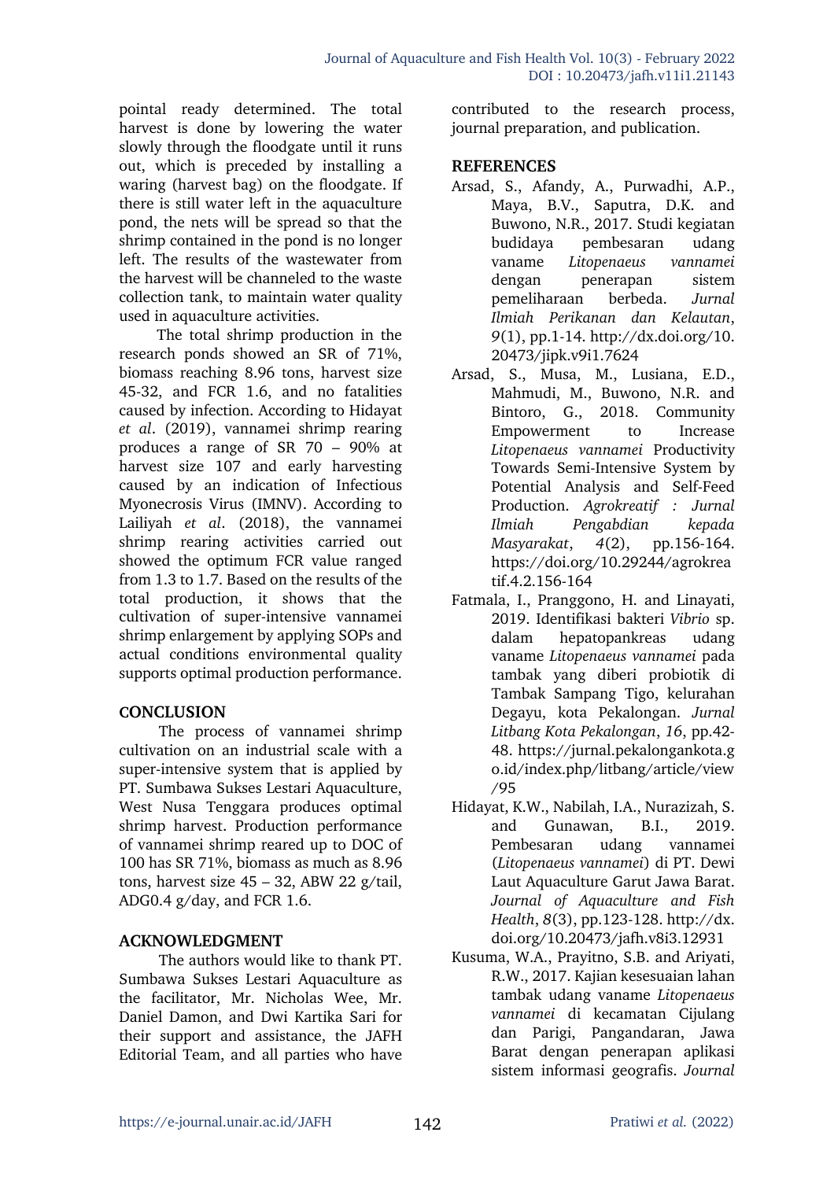pointal ready determined. The total harvest is done by lowering the water slowly through the floodgate until it runs out, which is preceded by installing a waring (harvest bag) on the floodgate. If there is still water left in the aquaculture pond, the nets will be spread so that the shrimp contained in the pond is no longer left. The results of the wastewater from the harvest will be channeled to the waste collection tank, to maintain water quality used in aquaculture activities.

The total shrimp production in the research ponds showed an SR of 71%, biomass reaching 8.96 tons, harvest size 45-32, and FCR 1.6, and no fatalities caused by infection. According to Hidayat *et al*. (2019), vannamei shrimp rearing produces a range of SR 70 – 90% at harvest size 107 and early harvesting caused by an indication of Infectious Myonecrosis Virus (IMNV). According to Lailiyah *et al*. (2018), the vannamei shrimp rearing activities carried out showed the optimum FCR value ranged from 1.3 to 1.7. Based on the results of the total production, it shows that the cultivation of super-intensive vannamei shrimp enlargement by applying SOPs and actual conditions environmental quality supports optimal production performance.

## CONCLUSION

The process of vannamei shrimp cultivation on an industrial scale with a super-intensive system that is applied by PT. Sumbawa Sukses Lestari Aquaculture, West Nusa Tenggara produces optimal shrimp harvest. Production performance of vannamei shrimp reared up to DOC of 100 has SR 71%, biomass as much as 8.96 tons, harvest size 45 – 32, ABW 22 g/tail, ADG0.4 g/day, and FCR 1.6.

## ACKNOWLEDGMENT

The authors would like to thank PT. Sumbawa Sukses Lestari Aquaculture as the facilitator, Mr. Nicholas Wee, Mr. Daniel Damon, and Dwi Kartika Sari for their support and assistance, the JAFH Editorial Team, and all parties who have contributed to the research process, journal preparation, and publication.

## REFERENCES

Arsad, S., Afandy, A., Purwadhi, A.P., Maya, B.V., Saputra, D.K. and Buwono, N.R., 2017. Studi kegiatan budidaya pembesaran udang vaname *Litopenaeus vannamei* dengan penerapan sistem pemeliharaan berbeda. *Jurnal Ilmiah Perikanan dan Kelautan*, *9*(1), pp.1-14. http://dx.doi.org/10.20473/jipk.v9i1.7624

Arsad, S., Musa, M., Lusiana, E.D., Mahmudi, M., Buwono, N.R. and Bintoro, G., 2018. Community Empowerment to Increase *Litopenaeus vannamei* Productivity Towards Semi-Intensive System by Potential Analysis and Self-Feed Production. *Agrokreatif : Jurnal Ilmiah Pengabdian kepada Masyarakat*, *4*(2), pp.156-164. https://doi.org/10.29244/agrokreatif.4.2.156-164

Fatmala, I., Pranggono, H. and Linayati, 2019. Identifikasi bakteri *Vibrio* sp. dalam hepatopankreas udang vaname *Litopenaeus vannamei* pada tambak yang diberi probiotik di Tambak Sampang Tigo, kelurahan Degayu, kota Pekalongan. *Jurnal Litbang Kota Pekalongan*, *16*, pp.42-48. https://jurnal.pekalongankota.go.id/index.php/litbang/article/view/95

Hidayat, K.W., Nabilah, I.A., Nurazizah, S. and Gunawan, B.I., 2019. Pembesaran udang vannamei (*Litopenaeus vannamei*) di PT. Dewi Laut Aquaculture Garut Jawa Barat. *Journal of Aquaculture and Fish Health*, *8*(3), pp.123-128. http://dx.doi.org/10.20473/jafh.v8i3.12931

Kusuma, W.A., Prayitno, S.B. and Ariyati, R.W., 2017. Kajian kesesuaian lahan tambak udang vaname *Litopenaeus vannamei* di kecamatan Cijulang dan Parigi, Pangandaran, Jawa Barat dengan penerapan aplikasi sistem informasi geografis. *Journal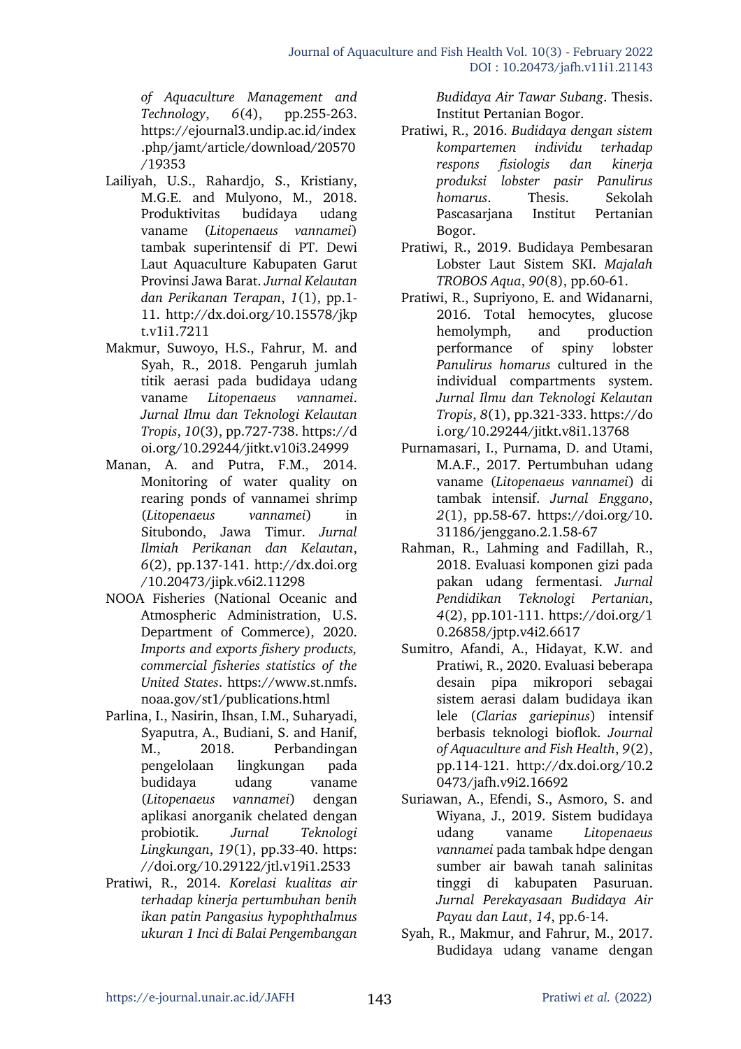*of Aquaculture Management and Technology*, *6*(4), pp.255-263. https://ejournal3.undip.ac.id/index.php/jamt/article/download/20570/19353

Lailiyah, U.S., Rahardjo, S., Kristiany, M.G.E. and Mulyono, M., 2018. Produktivitas budidaya udang vaname (*Litopenaeus vannamei*) tambak superintensif di PT. Dewi Laut Aquaculture Kabupaten Garut Provinsi Jawa Barat. *Jurnal Kelautan dan Perikanan Terapan*, *1*(1), pp.1-11. http://dx.doi.org/10.15578/jkpt.v1i1.7211

Makmur, Suwoyo, H.S., Fahrur, M. and Syah, R., 2018. Pengaruh jumlah titik aerasi pada budidaya udang vaname *Litopenaeus vannamei*. *Jurnal Ilmu dan Teknologi Kelautan Tropis*, *10*(3), pp.727-738. https://doi.org/10.29244/jitkt.v10i3.24999

Manan, A. and Putra, F.M., 2014. Monitoring of water quality on rearing ponds of vannamei shrimp (*Litopenaeus vannamei*) in Situbondo, Jawa Timur. *Jurnal Ilmiah Perikanan dan Kelautan*, *6*(2), pp.137-141. http://dx.doi.org/10.20473/jipk.v6i2.11298

NOAA Fisheries (National Oceanic and Atmospheric Administration, U.S. Department of Commerce), 2020. *Imports and exports fishery products, commercial fisheries statistics of the United States*. https://www.st.nmfs.noaa.gov/st1/publications.html

Parlina, I., Nasirin, Ihsan, I.M., Suharyadi, Syaputra, A., Budiani, S. and Hanif, M., 2018. Perbandingan pengelolaan lingkungan pada budidaya udang vaname (*Litopenaeus vannamei*) dengan aplikasi anorganik chelated dengan probiotik. *Jurnal Teknologi Lingkungan*, *19*(1), pp.33-40. https://doi.org/10.29122/jtl.v19i1.2533

Pratiwi, R., 2014. *Korelasi kualitas air terhadap kinerja pertumbuhan benih ikan patin Pangasius hypophthalmus ukuran 1 Inci di Balai Pengembangan Budidaya Air Tawar Subang*. Thesis. Institut Pertanian Bogor.

Pratiwi, R., 2016. *Budidaya dengan sistem kompartemen individu terhadap respons fisiologis dan kinerja produksi lobster pasir Panulirus homarus*. Thesis. Sekolah Pascasarjana Institut Pertanian Bogor.

Pratiwi, R., 2019. Budidaya Pembesaran Lobster Laut Sistem SKI. *Majalah TROBOS Aqua*, *90*(8), pp.60-61.

Pratiwi, R., Supriyono, E. and Widanarni, 2016. Total hemocytes, glucose hemolymph, and production performance of spiny lobster *Panulirus homarus* cultured in the individual compartments system. *Jurnal Ilmu dan Teknologi Kelautan Tropis*, *8*(1), pp.321-333. https://doi.org/10.29244/jitkt.v8i1.13768

Purnamasari, I., Purnama, D. and Utami, M.A.F., 2017. Pertumbuhan udang vaname (*Litopenaeus vannamei*) di tambak intensif. *Jurnal Enggano*, *2*(1), pp.58-67. https://doi.org/10.31186/jenggano.2.1.58-67

Rahman, R., Lahming and Fadillah, R., 2018. Evaluasi komponen gizi pada pakan udang fermentasi. *Jurnal Pendidikan Teknologi Pertanian*, *4*(2), pp.101-111. https://doi.org/10.26858/jptp.v4i2.6617

Sumitro, Afandi, A., Hidayat, K.W. and Pratiwi, R., 2020. Evaluasi beberapa desain pipa mikropori sebagai sistem aerasi dalam budidaya ikan lele (*Clarias gariepinus*) intensif berbasis teknologi bioflok. *Journal of Aquaculture and Fish Health*, *9*(2), pp.114-121. http://dx.doi.org/10.20473/jafh.v9i2.16692

Suriawan, A., Efendi, S., Asmoro, S. and Wiyana, J., 2019. Sistem budidaya udang vaname *Litopenaeus vannamei* pada tambak hdpe dengan sumber air bawah tanah salinitas tinggi di kabupaten Pasuruan. *Jurnal Perekayasaan Budidaya Air Payau dan Laut*, *14*, pp.6-14.

Syah, R., Makmur, and Fahrur, M., 2017. Budidaya udang vaname dengan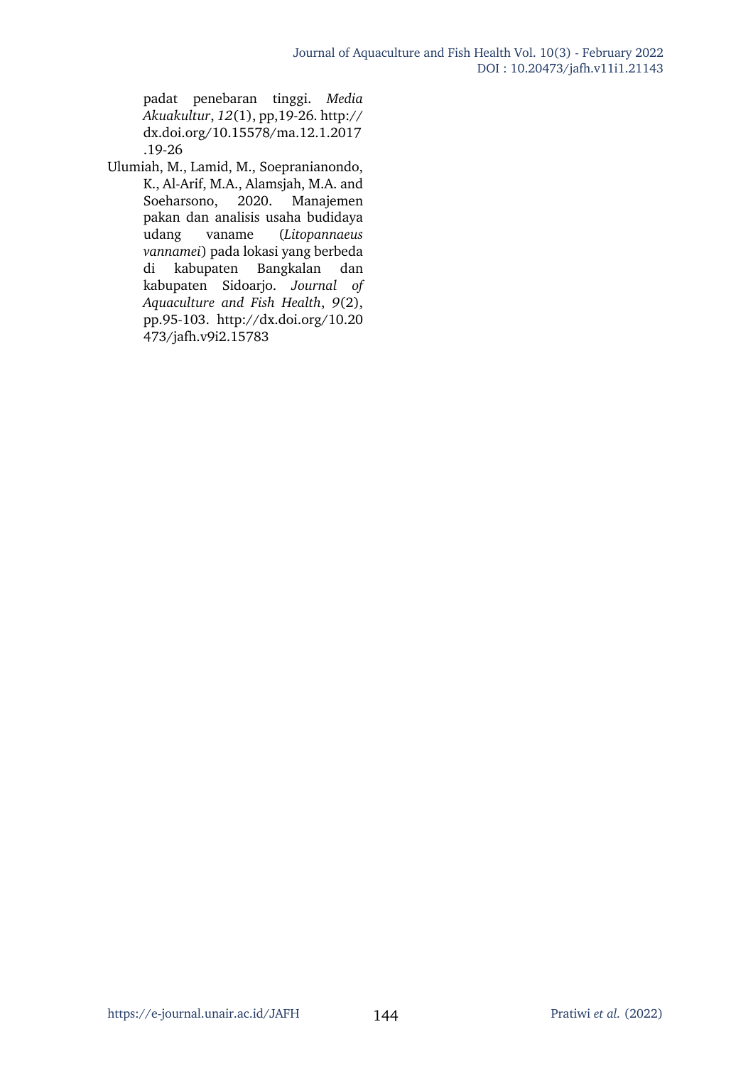padat penebaran tinggi. *Media Akuakultur*, *12*(1), pp,19-26. http://dx.doi.org/10.15578/ma.12.1.2017.19-26

Ulumiah, M., Lamid, M., Soepranianondo, K., Al-Arif, M.A., Alamsjah, M.A. and Soeharsono, 2020. Manajemen pakan dan analisis usaha budidaya udang vaname (*Litopannaeus vannamei*) pada lokasi yang berbeda di kabupaten Bangkalan dan kabupaten Sidoarjo. *Journal of Aquaculture and Fish Health*, *9*(2), pp.95-103. http://dx.doi.org/10.20473/jafh.v9i2.15783